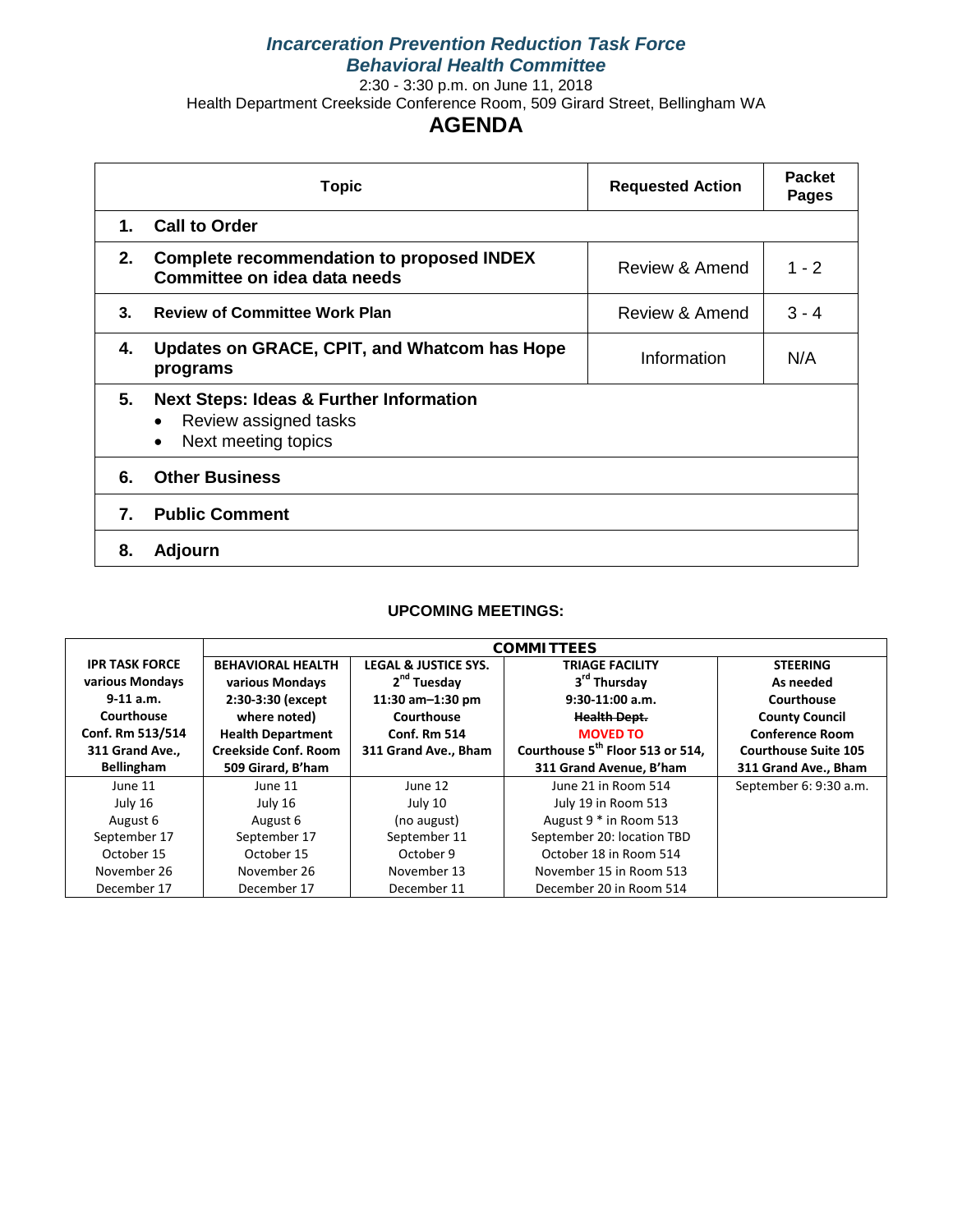# *Incarceration Prevention Reduction Task Force*
## *Behavioral Health Committee*

2:30 - 3:30 p.m. on June 11, 2018

Health Department Creekside Conference Room, 509 Girard Street, Bellingham WA

# AGENDA

| Topic | Requested Action | Packet Pages |
|---|---|---|
| **1. Call to Order** | | |
| **2. Complete recommendation to proposed INDEX Committee on idea data needs** | Review & Amend | 1 - 2 |
| **3. Review of Committee Work Plan** | Review & Amend | 3 - 4 |
| **4. Updates on GRACE, CPIT, and Whatcom has Hope programs** | Information | N/A |
| **5. Next Steps: Ideas & Further Information**<br>• Review assigned tasks<br>• Next meeting topics | | |
| **6. Other Business** | | |
| **7. Public Comment** | | |
| **8. Adjourn** | | |

**UPCOMING MEETINGS:**

| | COMMITTEES | | | |
|---|---|---|---|---|
| **IPR TASK FORCE various Mondays 9-11 a.m. Courthouse Conf. Rm 513/514 311 Grand Ave., Bellingham** | **BEHAVIORAL HEALTH various Mondays 2:30-3:30 (except where noted) Health Department Creekside Conf. Room 509 Girard, B'ham** | **LEGAL & JUSTICE SYS. 2nd Tuesday 11:30 am–1:30 pm Courthouse Conf. Rm 514 311 Grand Ave., Bham** | **TRIAGE FACILITY 3rd Thursday 9:30-11:00 a.m. ~~Health Dept.~~ MOVED TO Courthouse 5th Floor 513 or 514, 311 Grand Avenue, B'ham** | **STEERING As needed Courthouse County Council Conference Room Courthouse Suite 105 311 Grand Ave., Bham** |
| June 11 | June 11 | June 12 | June 21 in Room 514 | September 6: 9:30 a.m. |
| July 16 | July 16 | July 10 | July 19 in Room 513 | |
| August 6 | August 6 | (no august) | August 9 * in Room 513 | |
| September 17 | September 17 | September 11 | September 20: location TBD | |
| October 15 | October 15 | October 9 | October 18 in Room 514 | |
| November 26 | November 26 | November 13 | November 15 in Room 513 | |
| December 17 | December 17 | December 11 | December 20 in Room 514 | |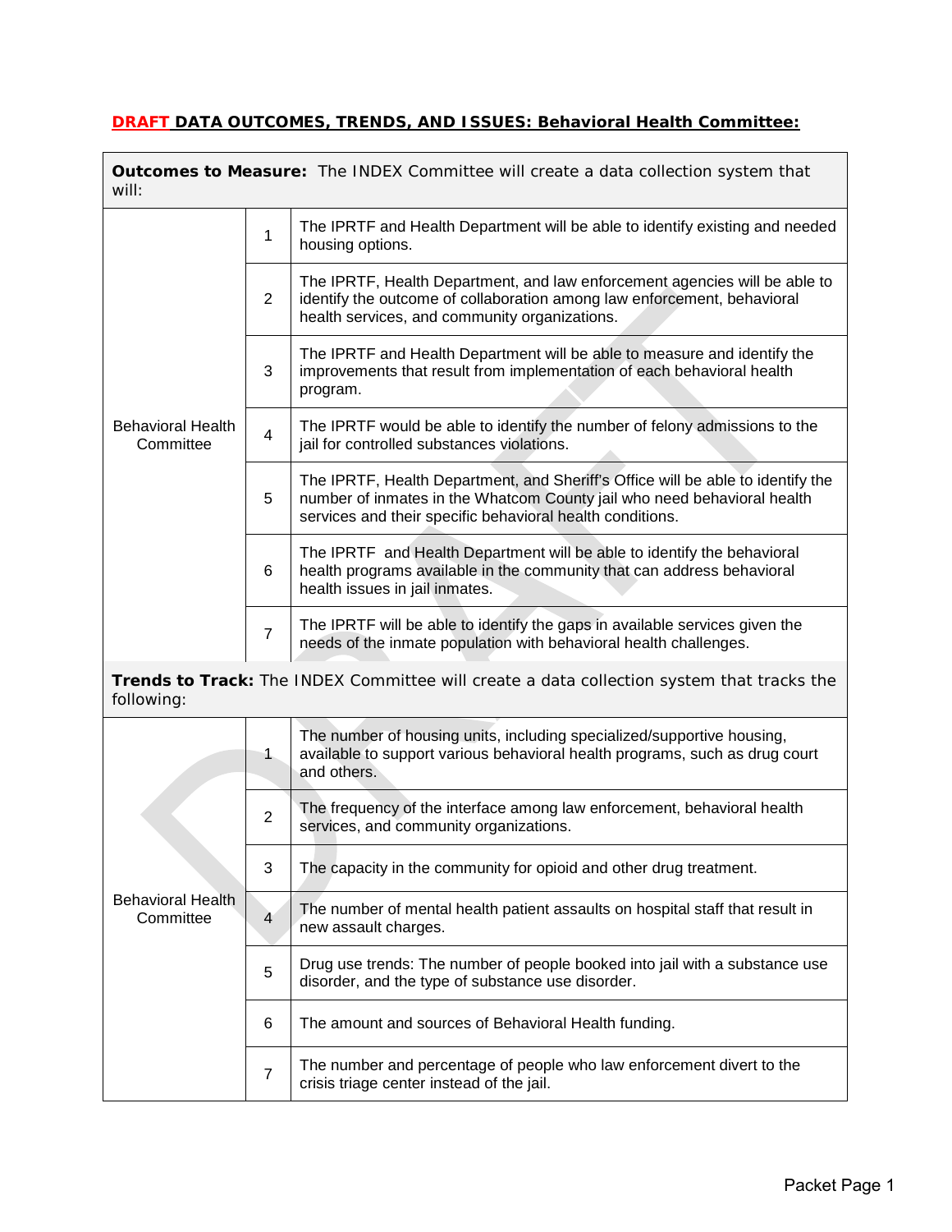**DRAFT DATA OUTCOMES, TRENDS, AND ISSUES: Behavioral Health Committee:**

| **Outcomes to Measure:** The INDEX Committee will create a data collection system that will: | | |
|---|---|---|
| Behavioral Health Committee | 1 | The IPRTF and Health Department will be able to identify existing and needed housing options. |
| | 2 | The IPRTF, Health Department, and law enforcement agencies will be able to identify the outcome of collaboration among law enforcement, behavioral health services, and community organizations. |
| | 3 | The IPRTF and Health Department will be able to measure and identify the improvements that result from implementation of each behavioral health program. |
| | 4 | The IPRTF would be able to identify the number of felony admissions to the jail for controlled substances violations. |
| | 5 | The IPRTF, Health Department, and Sheriff's Office will be able to identify the number of inmates in the Whatcom County jail who need behavioral health services and their specific behavioral health conditions. |
| | 6 | The IPRTF and Health Department will be able to identify the behavioral health programs available in the community that can address behavioral health issues in jail inmates. |
| | 7 | The IPRTF will be able to identify the gaps in available services given the needs of the inmate population with behavioral health challenges. |
| **Trends to Track:** The INDEX Committee will create a data collection system that tracks the following: | | |
| Behavioral Health Committee | 1 | The number of housing units, including specialized/supportive housing, available to support various behavioral health programs, such as drug court and others. |
| | 2 | The frequency of the interface among law enforcement, behavioral health services, and community organizations. |
| | 3 | The capacity in the community for opioid and other drug treatment. |
| | 4 | The number of mental health patient assaults on hospital staff that result in new assault charges. |
| | 5 | Drug use trends: The number of people booked into jail with a substance use disorder, and the type of substance use disorder. |
| | 6 | The amount and sources of Behavioral Health funding. |
| | 7 | The number and percentage of people who law enforcement divert to the crisis triage center instead of the jail. |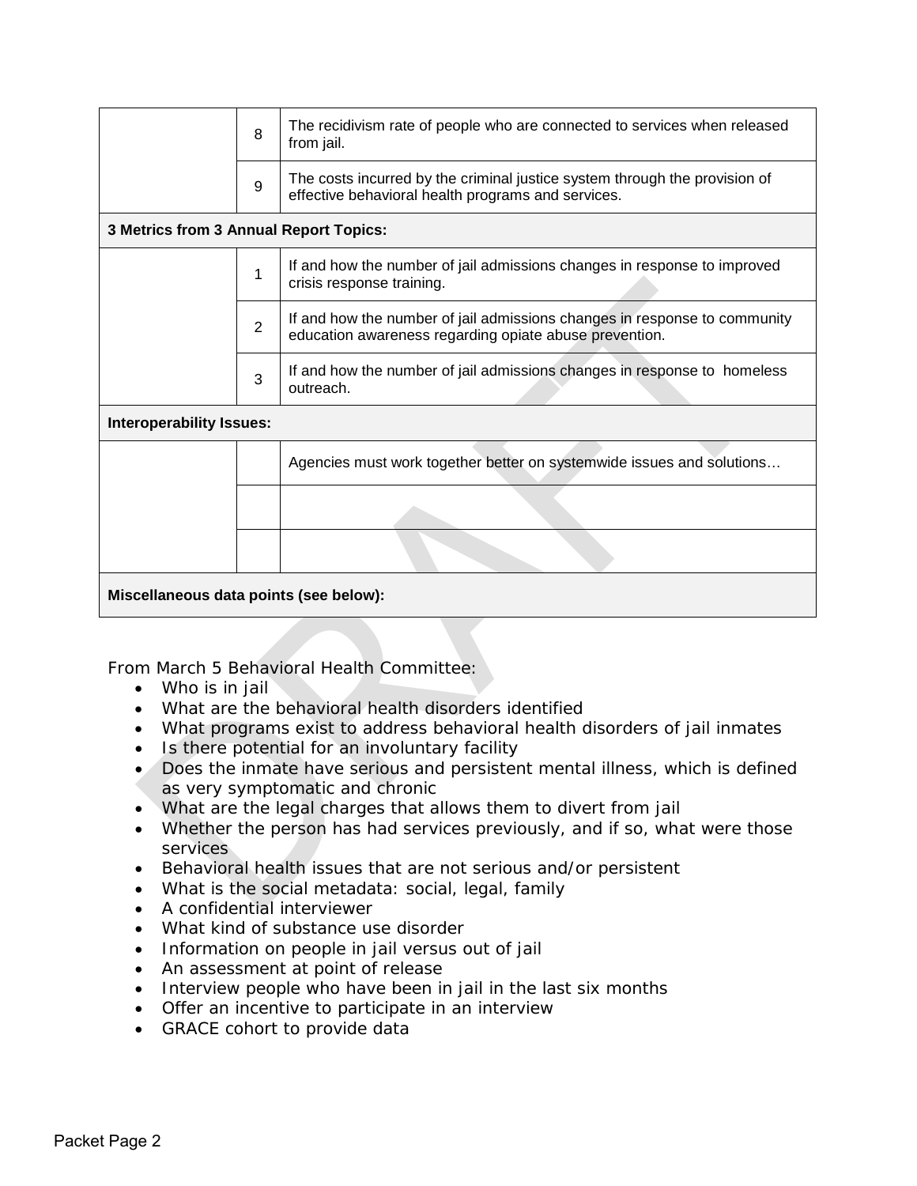|  |  |  |
|---|---|---|
|  | 8 | The recidivism rate of people who are connected to services when released from jail. |
|  | 9 | The costs incurred by the criminal justice system through the provision of effective behavioral health programs and services. |
| **3 Metrics from 3 Annual Report Topics:** | | |
|  | 1 | If and how the number of jail admissions changes in response to improved crisis response training. |
|  | 2 | If and how the number of jail admissions changes in response to community education awareness regarding opiate abuse prevention. |
|  | 3 | If and how the number of jail admissions changes in response to homeless outreach. |
| **Interoperability Issues:** | | |
|  |  | Agencies must work together better on systemwide issues and solutions… |
|  |  |  |
|  |  |  |
| **Miscellaneous data points (see below):** | | |

From March 5 Behavioral Health Committee:

- Who is in jail
- What are the behavioral health disorders identified
- What programs exist to address behavioral health disorders of jail inmates
- Is there potential for an involuntary facility
- Does the inmate have serious and persistent mental illness, which is defined as very symptomatic and chronic
- What are the legal charges that allows them to divert from jail
- Whether the person has had services previously, and if so, what were those services
- Behavioral health issues that are not serious and/or persistent
- What is the social metadata: social, legal, family
- A confidential interviewer
- What kind of substance use disorder
- Information on people in jail versus out of jail
- An assessment at point of release
- Interview people who have been in jail in the last six months
- Offer an incentive to participate in an interview
- GRACE cohort to provide data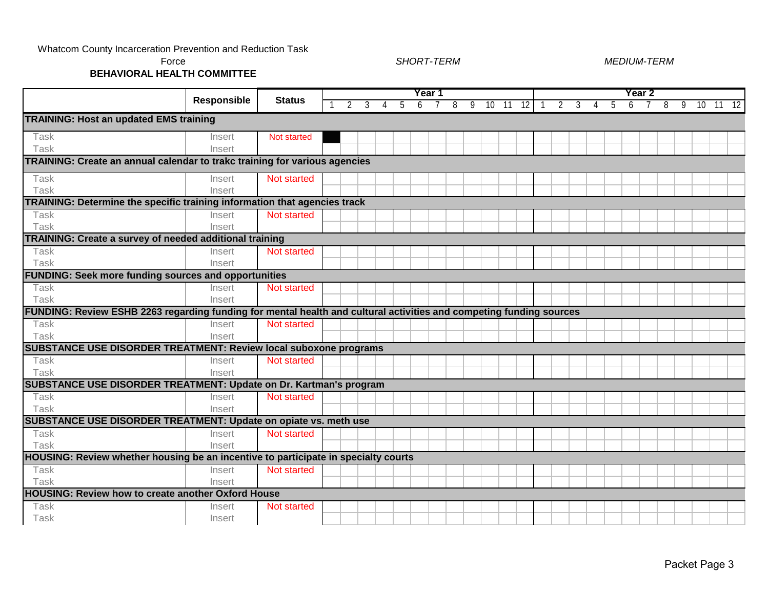Whatcom County Incarceration Prevention and Reduction Task Force

**BEHAVIORAL HEALTH COMMITTEE**

*SHORT-TERM* *MEDIUM-TERM*

| | Responsible | Status | Year 1 | | | | | | | | | | | | Year 2 | | | | | | | | | | | |
|---|---|---|---|---|---|---|---|---|---|---|---|---|---|---|---|---|---|---|---|---|---|---|---|---|---|---|
| | | | 1 | 2 | 3 | 4 | 5 | 6 | 7 | 8 | 9 | 10 | 11 | 12 | 1 | 2 | 3 | 4 | 5 | 6 | 7 | 8 | 9 | 10 | 11 | 12 |
| **TRAINING: Host an updated EMS training** | | | | | | | | | | | | | | | | | | | | | | | | | | |
| Task | Insert | Not started | | | | | | | | | | | | | | | | | | | | | | | | |
| Task | Insert | | | | | | | | | | | | | | | | | | | | | | | | | |
| **TRAINING: Create an annual calendar to trakc training for various agencies** | | | | | | | | | | | | | | | | | | | | | | | | | | |
| Task | Insert | Not started | | | | | | | | | | | | | | | | | | | | | | | | |
| Task | Insert | | | | | | | | | | | | | | | | | | | | | | | | | |
| **TRAINING: Determine the specific training information that agencies track** | | | | | | | | | | | | | | | | | | | | | | | | | | |
| Task | Insert | Not started | | | | | | | | | | | | | | | | | | | | | | | | |
| Task | Insert | | | | | | | | | | | | | | | | | | | | | | | | | |
| **TRAINING: Create a survey of needed additional training** | | | | | | | | | | | | | | | | | | | | | | | | | | |
| Task | Insert | Not started | | | | | | | | | | | | | | | | | | | | | | | | |
| Task | Insert | | | | | | | | | | | | | | | | | | | | | | | | | |
| **FUNDING: Seek more funding sources and opportunities** | | | | | | | | | | | | | | | | | | | | | | | | | | |
| Task | Insert | Not started | | | | | | | | | | | | | | | | | | | | | | | | |
| Task | Insert | | | | | | | | | | | | | | | | | | | | | | | | | |
| **FUNDING: Review ESHB 2263 regarding funding for mental health and cultural activities and competing funding sources** | | | | | | | | | | | | | | | | | | | | | | | | | | |
| Task | Insert | Not started | | | | | | | | | | | | | | | | | | | | | | | | |
| Task | Insert | | | | | | | | | | | | | | | | | | | | | | | | | |
| **SUBSTANCE USE DISORDER TREATMENT: Review local suboxone programs** | | | | | | | | | | | | | | | | | | | | | | | | | | |
| Task | Insert | Not started | | | | | | | | | | | | | | | | | | | | | | | | |
| Task | Insert | | | | | | | | | | | | | | | | | | | | | | | | | |
| **SUBSTANCE USE DISORDER TREATMENT: Update on Dr. Kartman's program** | | | | | | | | | | | | | | | | | | | | | | | | | | |
| Task | Insert | Not started | | | | | | | | | | | | | | | | | | | | | | | | |
| Task | Insert | | | | | | | | | | | | | | | | | | | | | | | | | |
| **SUBSTANCE USE DISORDER TREATMENT: Update on opiate vs. meth use** | | | | | | | | | | | | | | | | | | | | | | | | | | |
| Task | Insert | Not started | | | | | | | | | | | | | | | | | | | | | | | | |
| Task | Insert | | | | | | | | | | | | | | | | | | | | | | | | | |
| **HOUSING: Review whether housing be an incentive to participate in specialty courts** | | | | | | | | | | | | | | | | | | | | | | | | | | |
| Task | Insert | Not started | | | | | | | | | | | | | | | | | | | | | | | | |
| Task | Insert | | | | | | | | | | | | | | | | | | | | | | | | | |
| **HOUSING: Review how to create another Oxford House** | | | | | | | | | | | | | | | | | | | | | | | | | | |
| Task | Insert | Not started | | | | | | | | | | | | | | | | | | | | | | | | |
| Task | Insert | | | | | | | | | | | | | | | | | | | | | | | | | |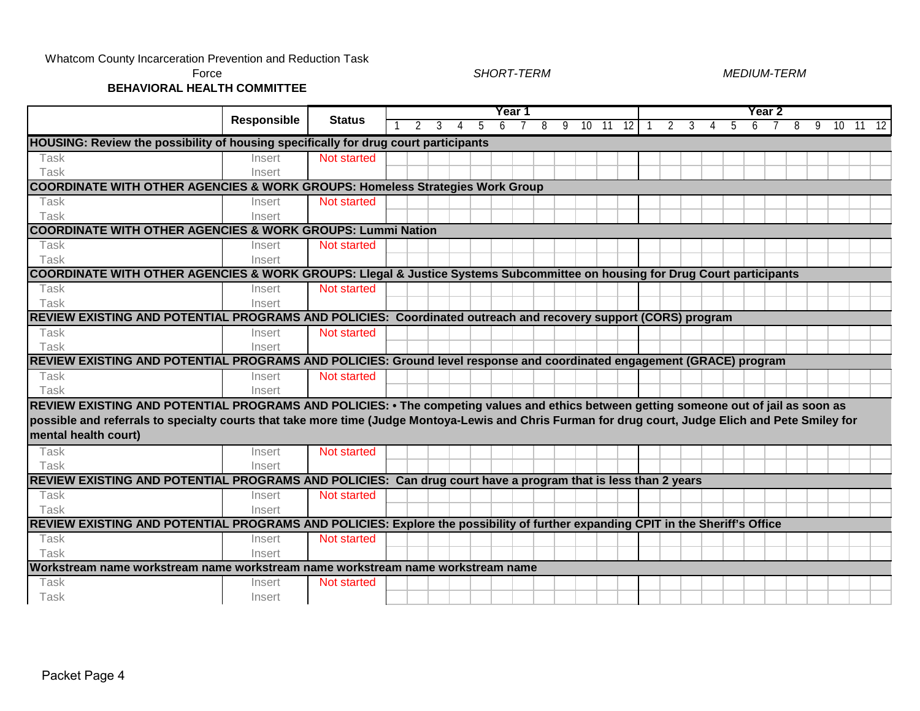Whatcom County Incarceration Prevention and Reduction Task Force

**BEHAVIORAL HEALTH COMMITTEE**

*SHORT-TERM* *MEDIUM-TERM*

| | Responsible | Status | Year 1 | | | | | | | | | | | | Year 2 | | | | | | | | | | | |
|---|---|---|---|---|---|---|---|---|---|---|---|---|---|---|---|---|---|---|---|---|---|---|---|---|---|---|
| | | | 1 | 2 | 3 | 4 | 5 | 6 | 7 | 8 | 9 | 10 | 11 | 12 | 1 | 2 | 3 | 4 | 5 | 6 | 7 | 8 | 9 | 10 | 11 | 12 |
| **HOUSING: Review the possibility of housing specifically for drug court participants** | | | | | | | | | | | | | | | | | | | | | | | | | | |
| Task | Insert | Not started | | | | | | | | | | | | | | | | | | | | | | | | |
| Task | Insert | | | | | | | | | | | | | | | | | | | | | | | | | |
| **COORDINATE WITH OTHER AGENCIES & WORK GROUPS: Homeless Strategies Work Group** | | | | | | | | | | | | | | | | | | | | | | | | | | |
| Task | Insert | Not started | | | | | | | | | | | | | | | | | | | | | | | | |
| Task | Insert | | | | | | | | | | | | | | | | | | | | | | | | | |
| **COORDINATE WITH OTHER AGENCIES & WORK GROUPS: Lummi Nation** | | | | | | | | | | | | | | | | | | | | | | | | | | |
| Task | Insert | Not started | | | | | | | | | | | | | | | | | | | | | | | | |
| Task | Insert | | | | | | | | | | | | | | | | | | | | | | | | | |
| **COORDINATE WITH OTHER AGENCIES & WORK GROUPS: Llegal & Justice Systems Subcommittee on housing for Drug Court participants** | | | | | | | | | | | | | | | | | | | | | | | | | | |
| Task | Insert | Not started | | | | | | | | | | | | | | | | | | | | | | | | |
| Task | Insert | | | | | | | | | | | | | | | | | | | | | | | | | |
| **REVIEW EXISTING AND POTENTIAL PROGRAMS AND POLICIES: Coordinated outreach and recovery support (CORS) program** | | | | | | | | | | | | | | | | | | | | | | | | | | |
| Task | Insert | Not started | | | | | | | | | | | | | | | | | | | | | | | | |
| Task | Insert | | | | | | | | | | | | | | | | | | | | | | | | | |
| **REVIEW EXISTING AND POTENTIAL PROGRAMS AND POLICIES: Ground level response and coordinated engagement (GRACE) program** | | | | | | | | | | | | | | | | | | | | | | | | | | |
| Task | Insert | Not started | | | | | | | | | | | | | | | | | | | | | | | | |
| Task | Insert | | | | | | | | | | | | | | | | | | | | | | | | | |
| **REVIEW EXISTING AND POTENTIAL PROGRAMS AND POLICIES: • The competing values and ethics between getting someone out of jail as soon as possible and referrals to specialty courts that take more time (Judge Montoya-Lewis and Chris Furman for drug court, Judge Elich and Pete Smiley for mental health court)** | | | | | | | | | | | | | | | | | | | | | | | | | | |
| Task | Insert | Not started | | | | | | | | | | | | | | | | | | | | | | | | |
| Task | Insert | | | | | | | | | | | | | | | | | | | | | | | | | |
| **REVIEW EXISTING AND POTENTIAL PROGRAMS AND POLICIES: Can drug court have a program that is less than 2 years** | | | | | | | | | | | | | | | | | | | | | | | | | | |
| Task | Insert | Not started | | | | | | | | | | | | | | | | | | | | | | | | |
| Task | Insert | | | | | | | | | | | | | | | | | | | | | | | | | |
| **REVIEW EXISTING AND POTENTIAL PROGRAMS AND POLICIES: Explore the possibility of further expanding CPIT in the Sheriff's Office** | | | | | | | | | | | | | | | | | | | | | | | | | | |
| Task | Insert | Not started | | | | | | | | | | | | | | | | | | | | | | | | |
| Task | Insert | | | | | | | | | | | | | | | | | | | | | | | | | |
| **Workstream name workstream name workstream name workstream name workstream name** | | | | | | | | | | | | | | | | | | | | | | | | | | |
| Task | Insert | Not started | | | | | | | | | | | | | | | | | | | | | | | | |
| Task | Insert | | | | | | | | | | | | | | | | | | | | | | | | | |